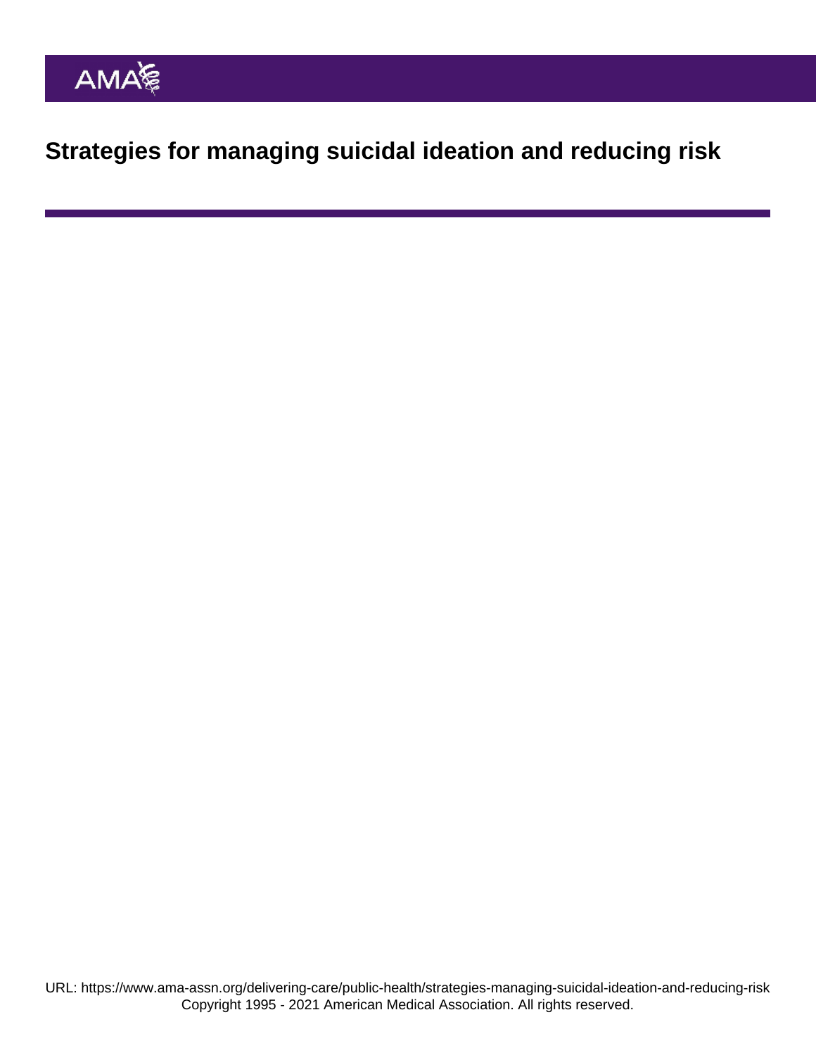# Strategies for managing suicidal ideation and reducing risk

URL: https://www.ama-assn.org/delivering-care/public-health/strategies-managing-suicidal-ideation-and-reducing-risk
Copyright 1995 - 2021 American Medical Association. All rights reserved.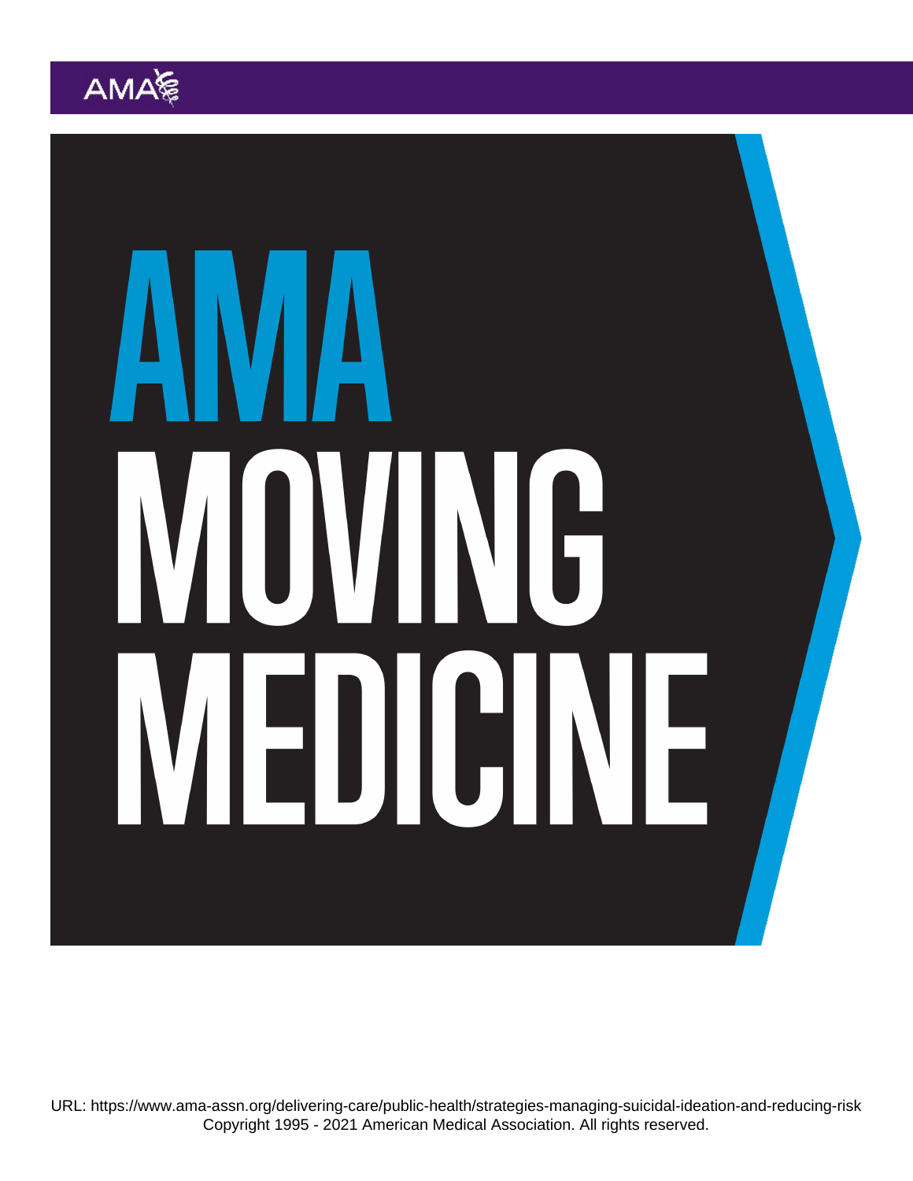# AMA

# MOVING MEDICINE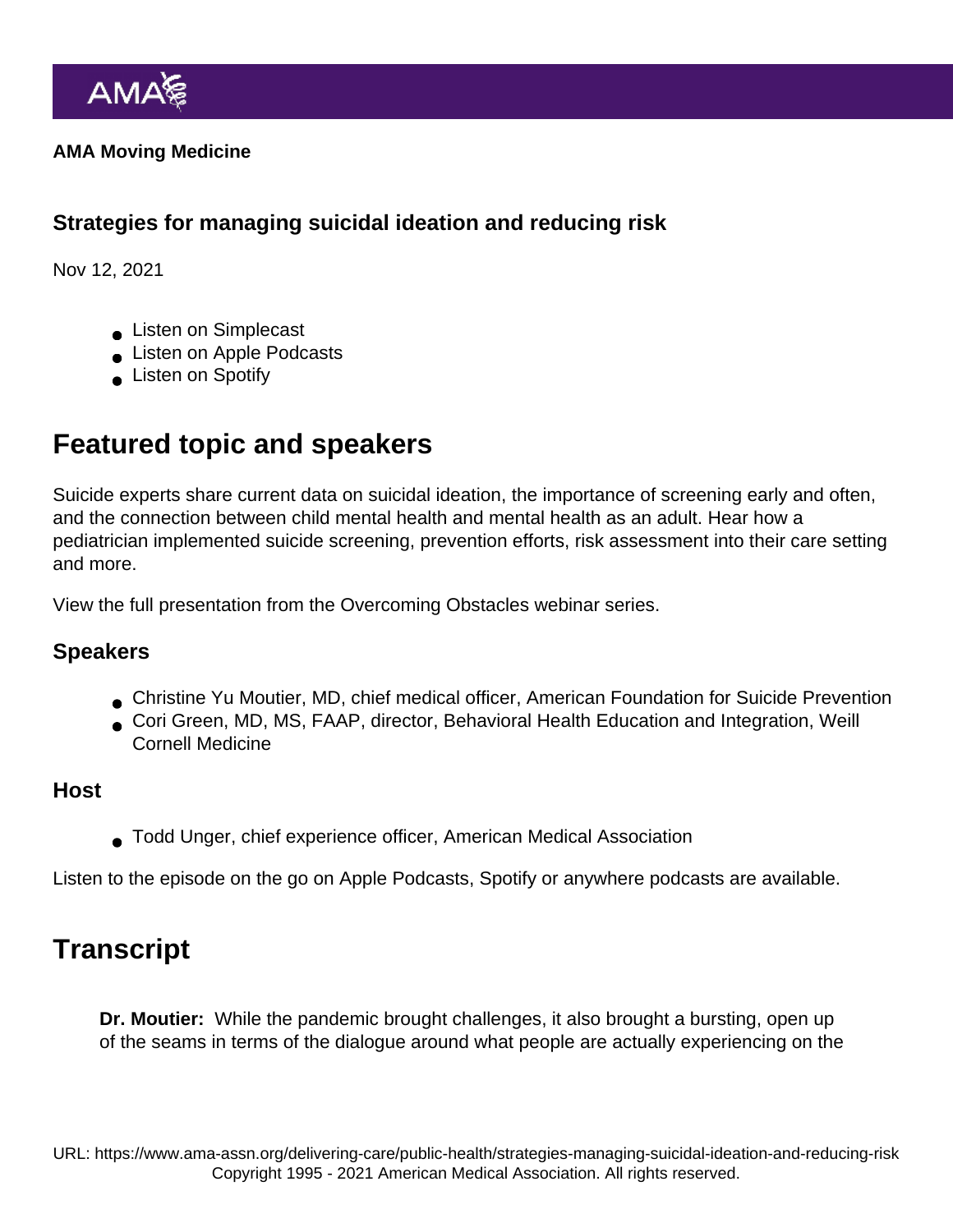AMA Moving Medicine

## Strategies for managing suicidal ideation and reducing risk

Nov 12, 2021

- Listen on Simplecast
- Listen on Apple Podcasts
- Listen on Spotify

# Featured topic and speakers

Suicide experts share current data on suicidal ideation, the importance of screening early and often, and the connection between child mental health and mental health as an adult. Hear how a pediatrician implemented suicide screening, prevention efforts, risk assessment into their care setting and more.

View the full presentation from the Overcoming Obstacles webinar series.

## Speakers

- Christine Yu Moutier, MD, chief medical officer, American Foundation for Suicide Prevention
- Cori Green, MD, MS, FAAP, director, Behavioral Health Education and Integration, Weill Cornell Medicine

## Host

- Todd Unger, chief experience officer, American Medical Association

Listen to the episode on the go on Apple Podcasts, Spotify or anywhere podcasts are available.

# Transcript

**Dr. Moutier:** While the pandemic brought challenges, it also brought a bursting, open up of the seams in terms of the dialogue around what people are actually experiencing on the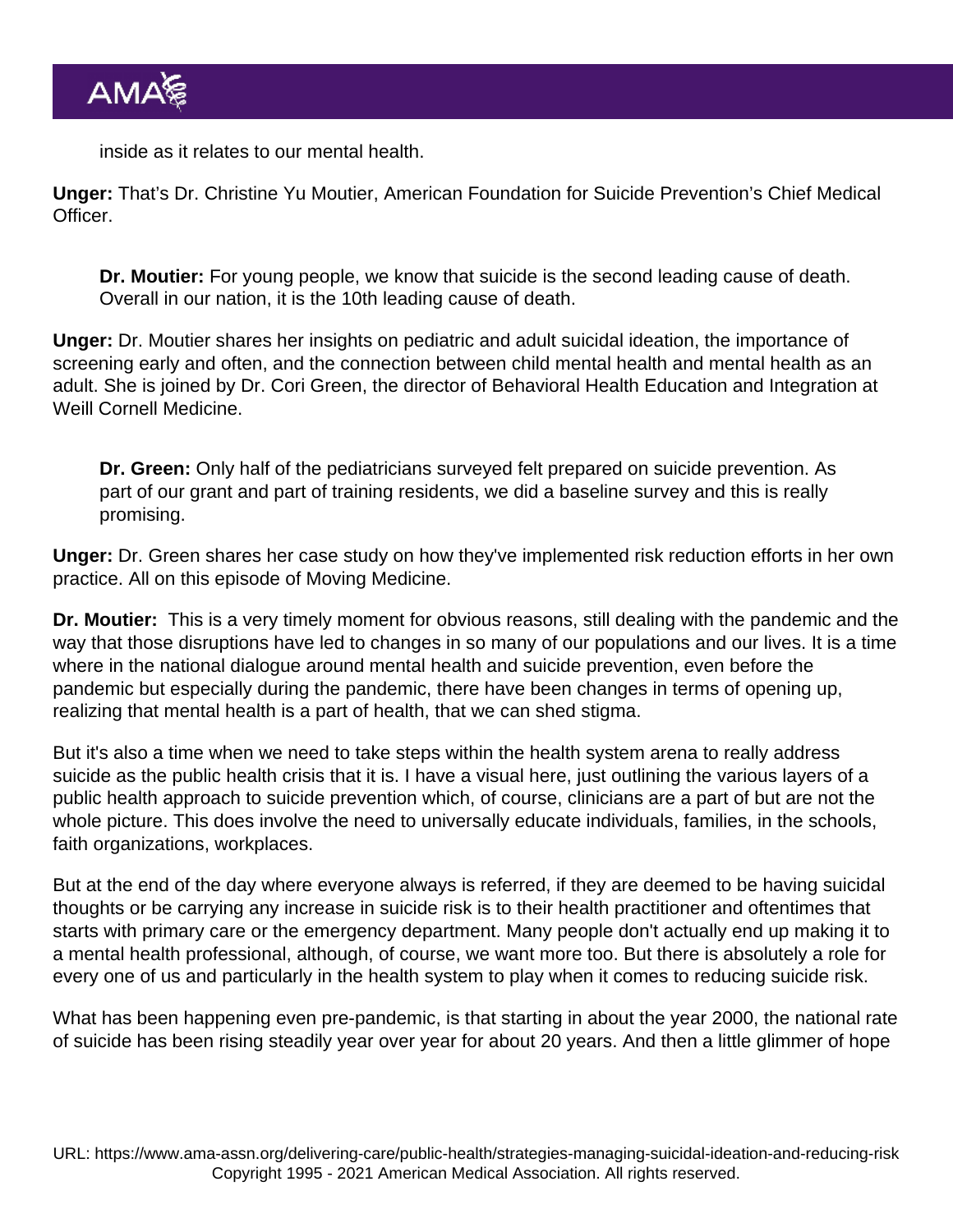inside as it relates to our mental health.

**Unger:** That's Dr. Christine Yu Moutier, American Foundation for Suicide Prevention's Chief Medical Officer.

> **Dr. Moutier:** For young people, we know that suicide is the second leading cause of death. Overall in our nation, it is the 10th leading cause of death.

**Unger:** Dr. Moutier shares her insights on pediatric and adult suicidal ideation, the importance of screening early and often, and the connection between child mental health and mental health as an adult. She is joined by Dr. Cori Green, the director of Behavioral Health Education and Integration at Weill Cornell Medicine.

> **Dr. Green:** Only half of the pediatricians surveyed felt prepared on suicide prevention. As part of our grant and part of training residents, we did a baseline survey and this is really promising.

**Unger:** Dr. Green shares her case study on how they've implemented risk reduction efforts in her own practice. All on this episode of Moving Medicine.

**Dr. Moutier:** This is a very timely moment for obvious reasons, still dealing with the pandemic and the way that those disruptions have led to changes in so many of our populations and our lives. It is a time where in the national dialogue around mental health and suicide prevention, even before the pandemic but especially during the pandemic, there have been changes in terms of opening up, realizing that mental health is a part of health, that we can shed stigma.

But it's also a time when we need to take steps within the health system arena to really address suicide as the public health crisis that it is. I have a visual here, just outlining the various layers of a public health approach to suicide prevention which, of course, clinicians are a part of but are not the whole picture. This does involve the need to universally educate individuals, families, in the schools, faith organizations, workplaces.

But at the end of the day where everyone always is referred, if they are deemed to be having suicidal thoughts or be carrying any increase in suicide risk is to their health practitioner and oftentimes that starts with primary care or the emergency department. Many people don't actually end up making it to a mental health professional, although, of course, we want more too. But there is absolutely a role for every one of us and particularly in the health system to play when it comes to reducing suicide risk.

What has been happening even pre-pandemic, is that starting in about the year 2000, the national rate of suicide has been rising steadily year over year for about 20 years. And then a little glimmer of hope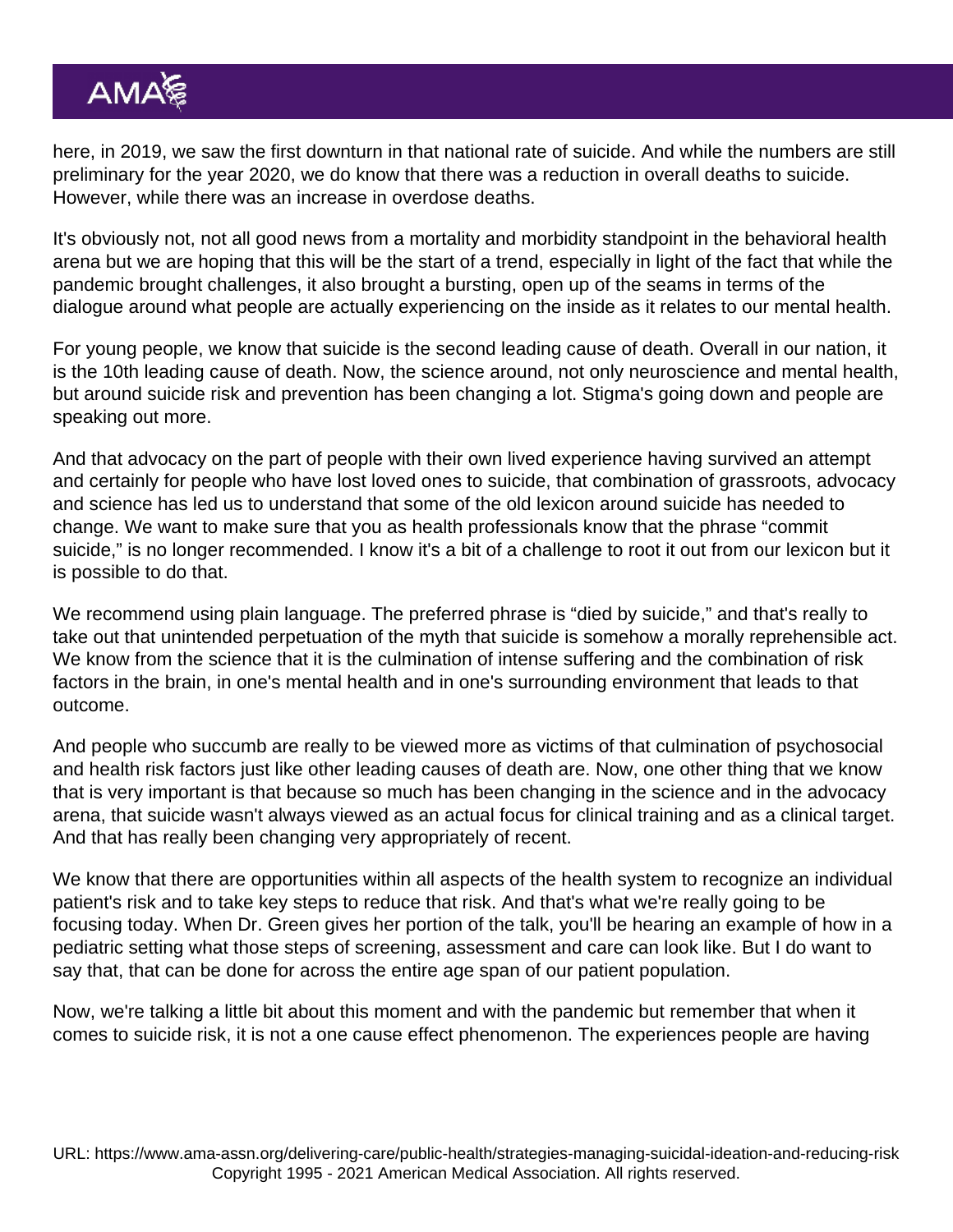here, in 2019, we saw the first downturn in that national rate of suicide. And while the numbers are still preliminary for the year 2020, we do know that there was a reduction in overall deaths to suicide. However, while there was an increase in overdose deaths.

It's obviously not, not all good news from a mortality and morbidity standpoint in the behavioral health arena but we are hoping that this will be the start of a trend, especially in light of the fact that while the pandemic brought challenges, it also brought a bursting, open up of the seams in terms of the dialogue around what people are actually experiencing on the inside as it relates to our mental health.

For young people, we know that suicide is the second leading cause of death. Overall in our nation, it is the 10th leading cause of death. Now, the science around, not only neuroscience and mental health, but around suicide risk and prevention has been changing a lot. Stigma's going down and people are speaking out more.

And that advocacy on the part of people with their own lived experience having survived an attempt and certainly for people who have lost loved ones to suicide, that combination of grassroots, advocacy and science has led us to understand that some of the old lexicon around suicide has needed to change. We want to make sure that you as health professionals know that the phrase "commit suicide," is no longer recommended. I know it's a bit of a challenge to root it out from our lexicon but it is possible to do that.

We recommend using plain language. The preferred phrase is "died by suicide," and that's really to take out that unintended perpetuation of the myth that suicide is somehow a morally reprehensible act. We know from the science that it is the culmination of intense suffering and the combination of risk factors in the brain, in one's mental health and in one's surrounding environment that leads to that outcome.

And people who succumb are really to be viewed more as victims of that culmination of psychosocial and health risk factors just like other leading causes of death are. Now, one other thing that we know that is very important is that because so much has been changing in the science and in the advocacy arena, that suicide wasn't always viewed as an actual focus for clinical training and as a clinical target. And that has really been changing very appropriately of recent.

We know that there are opportunities within all aspects of the health system to recognize an individual patient's risk and to take key steps to reduce that risk. And that's what we're really going to be focusing today. When Dr. Green gives her portion of the talk, you'll be hearing an example of how in a pediatric setting what those steps of screening, assessment and care can look like. But I do want to say that, that can be done for across the entire age span of our patient population.

Now, we're talking a little bit about this moment and with the pandemic but remember that when it comes to suicide risk, it is not a one cause effect phenomenon. The experiences people are having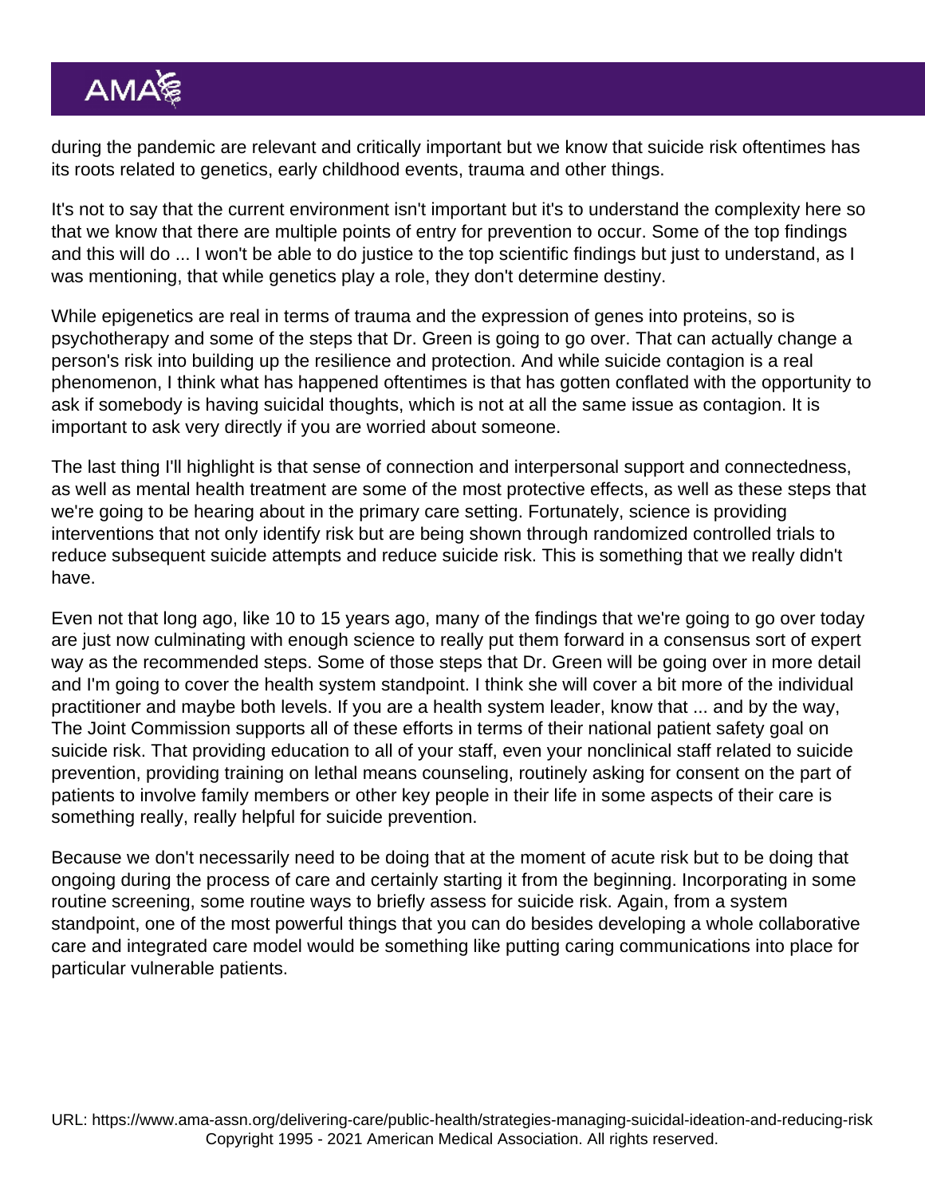during the pandemic are relevant and critically important but we know that suicide risk oftentimes has its roots related to genetics, early childhood events, trauma and other things.

It's not to say that the current environment isn't important but it's to understand the complexity here so that we know that there are multiple points of entry for prevention to occur. Some of the top findings and this will do ... I won't be able to do justice to the top scientific findings but just to understand, as I was mentioning, that while genetics play a role, they don't determine destiny.

While epigenetics are real in terms of trauma and the expression of genes into proteins, so is psychotherapy and some of the steps that Dr. Green is going to go over. That can actually change a person's risk into building up the resilience and protection. And while suicide contagion is a real phenomenon, I think what has happened oftentimes is that has gotten conflated with the opportunity to ask if somebody is having suicidal thoughts, which is not at all the same issue as contagion. It is important to ask very directly if you are worried about someone.

The last thing I'll highlight is that sense of connection and interpersonal support and connectedness, as well as mental health treatment are some of the most protective effects, as well as these steps that we're going to be hearing about in the primary care setting. Fortunately, science is providing interventions that not only identify risk but are being shown through randomized controlled trials to reduce subsequent suicide attempts and reduce suicide risk. This is something that we really didn't have.

Even not that long ago, like 10 to 15 years ago, many of the findings that we're going to go over today are just now culminating with enough science to really put them forward in a consensus sort of expert way as the recommended steps. Some of those steps that Dr. Green will be going over in more detail and I'm going to cover the health system standpoint. I think she will cover a bit more of the individual practitioner and maybe both levels. If you are a health system leader, know that ... and by the way, The Joint Commission supports all of these efforts in terms of their national patient safety goal on suicide risk. That providing education to all of your staff, even your nonclinical staff related to suicide prevention, providing training on lethal means counseling, routinely asking for consent on the part of patients to involve family members or other key people in their life in some aspects of their care is something really, really helpful for suicide prevention.

Because we don't necessarily need to be doing that at the moment of acute risk but to be doing that ongoing during the process of care and certainly starting it from the beginning. Incorporating in some routine screening, some routine ways to briefly assess for suicide risk. Again, from a system standpoint, one of the most powerful things that you can do besides developing a whole collaborative care and integrated care model would be something like putting caring communications into place for particular vulnerable patients.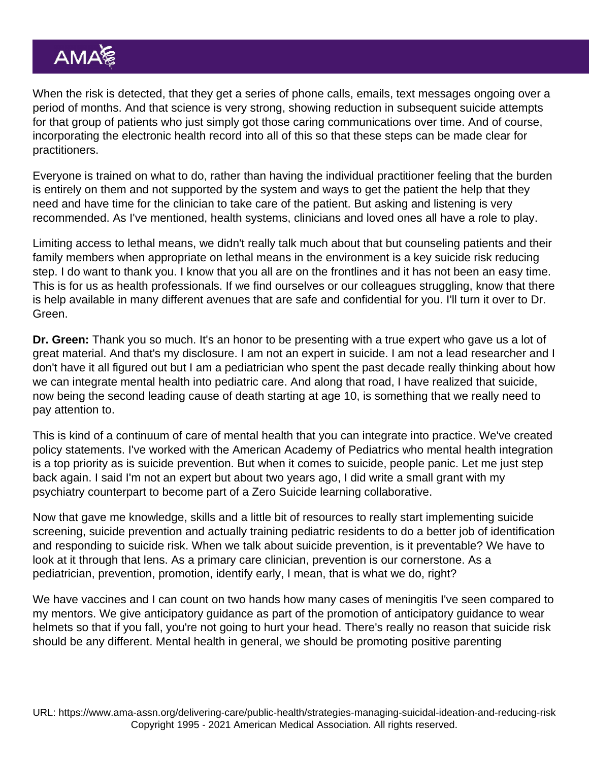When the risk is detected, that they get a series of phone calls, emails, text messages ongoing over a period of months. And that science is very strong, showing reduction in subsequent suicide attempts for that group of patients who just simply got those caring communications over time. And of course, incorporating the electronic health record into all of this so that these steps can be made clear for practitioners.

Everyone is trained on what to do, rather than having the individual practitioner feeling that the burden is entirely on them and not supported by the system and ways to get the patient the help that they need and have time for the clinician to take care of the patient. But asking and listening is very recommended. As I've mentioned, health systems, clinicians and loved ones all have a role to play.

Limiting access to lethal means, we didn't really talk much about that but counseling patients and their family members when appropriate on lethal means in the environment is a key suicide risk reducing step. I do want to thank you. I know that you all are on the frontlines and it has not been an easy time. This is for us as health professionals. If we find ourselves or our colleagues struggling, know that there is help available in many different avenues that are safe and confidential for you. I'll turn it over to Dr. Green.

**Dr. Green:** Thank you so much. It's an honor to be presenting with a true expert who gave us a lot of great material. And that's my disclosure. I am not an expert in suicide. I am not a lead researcher and I don't have it all figured out but I am a pediatrician who spent the past decade really thinking about how we can integrate mental health into pediatric care. And along that road, I have realized that suicide, now being the second leading cause of death starting at age 10, is something that we really need to pay attention to.

This is kind of a continuum of care of mental health that you can integrate into practice. We've created policy statements. I've worked with the American Academy of Pediatrics who mental health integration is a top priority as is suicide prevention. But when it comes to suicide, people panic. Let me just step back again. I said I'm not an expert but about two years ago, I did write a small grant with my psychiatry counterpart to become part of a Zero Suicide learning collaborative.

Now that gave me knowledge, skills and a little bit of resources to really start implementing suicide screening, suicide prevention and actually training pediatric residents to do a better job of identification and responding to suicide risk. When we talk about suicide prevention, is it preventable? We have to look at it through that lens. As a primary care clinician, prevention is our cornerstone. As a pediatrician, prevention, promotion, identify early, I mean, that is what we do, right?

We have vaccines and I can count on two hands how many cases of meningitis I've seen compared to my mentors. We give anticipatory guidance as part of the promotion of anticipatory guidance to wear helmets so that if you fall, you're not going to hurt your head. There's really no reason that suicide risk should be any different. Mental health in general, we should be promoting positive parenting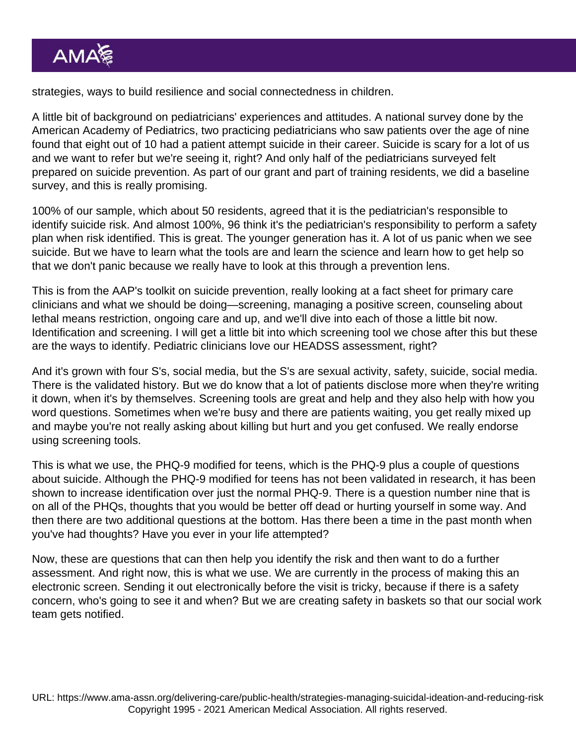strategies, ways to build resilience and social connectedness in children.

A little bit of background on pediatricians' experiences and attitudes. A national survey done by the American Academy of Pediatrics, two practicing pediatricians who saw patients over the age of nine found that eight out of 10 had a patient attempt suicide in their career. Suicide is scary for a lot of us and we want to refer but we're seeing it, right? And only half of the pediatricians surveyed felt prepared on suicide prevention. As part of our grant and part of training residents, we did a baseline survey, and this is really promising.

100% of our sample, which about 50 residents, agreed that it is the pediatrician's responsible to identify suicide risk. And almost 100%, 96 think it's the pediatrician's responsibility to perform a safety plan when risk identified. This is great. The younger generation has it. A lot of us panic when we see suicide. But we have to learn what the tools are and learn the science and learn how to get help so that we don't panic because we really have to look at this through a prevention lens.

This is from the AAP's toolkit on suicide prevention, really looking at a fact sheet for primary care clinicians and what we should be doing—screening, managing a positive screen, counseling about lethal means restriction, ongoing care and up, and we'll dive into each of those a little bit now. Identification and screening. I will get a little bit into which screening tool we chose after this but these are the ways to identify. Pediatric clinicians love our HEADSS assessment, right?

And it's grown with four S's, social media, but the S's are sexual activity, safety, suicide, social media. There is the validated history. But we do know that a lot of patients disclose more when they're writing it down, when it's by themselves. Screening tools are great and help and they also help with how you word questions. Sometimes when we're busy and there are patients waiting, you get really mixed up and maybe you're not really asking about killing but hurt and you get confused. We really endorse using screening tools.

This is what we use, the PHQ-9 modified for teens, which is the PHQ-9 plus a couple of questions about suicide. Although the PHQ-9 modified for teens has not been validated in research, it has been shown to increase identification over just the normal PHQ-9. There is a question number nine that is on all of the PHQs, thoughts that you would be better off dead or hurting yourself in some way. And then there are two additional questions at the bottom. Has there been a time in the past month when you've had thoughts? Have you ever in your life attempted?

Now, these are questions that can then help you identify the risk and then want to do a further assessment. And right now, this is what we use. We are currently in the process of making this an electronic screen. Sending it out electronically before the visit is tricky, because if there is a safety concern, who's going to see it and when? But we are creating safety in baskets so that our social work team gets notified.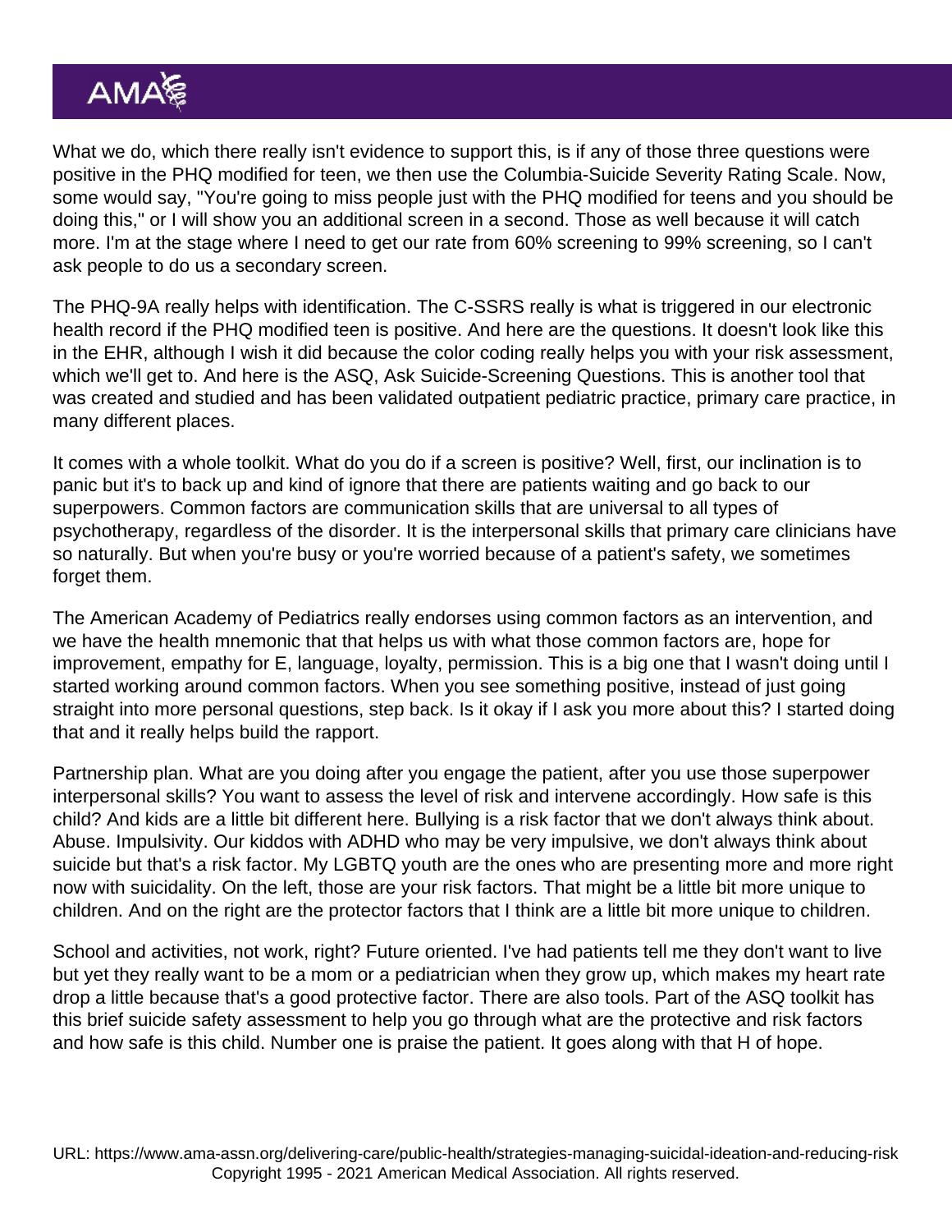What we do, which there really isn't evidence to support this, is if any of those three questions were positive in the PHQ modified for teen, we then use the Columbia-Suicide Severity Rating Scale. Now, some would say, "You're going to miss people just with the PHQ modified for teens and you should be doing this," or I will show you an additional screen in a second. Those as well because it will catch more. I'm at the stage where I need to get our rate from 60% screening to 99% screening, so I can't ask people to do us a secondary screen.

The PHQ-9A really helps with identification. The C-SSRS really is what is triggered in our electronic health record if the PHQ modified teen is positive. And here are the questions. It doesn't look like this in the EHR, although I wish it did because the color coding really helps you with your risk assessment, which we'll get to. And here is the ASQ, Ask Suicide-Screening Questions. This is another tool that was created and studied and has been validated outpatient pediatric practice, primary care practice, in many different places.

It comes with a whole toolkit. What do you do if a screen is positive? Well, first, our inclination is to panic but it's to back up and kind of ignore that there are patients waiting and go back to our superpowers. Common factors are communication skills that are universal to all types of psychotherapy, regardless of the disorder. It is the interpersonal skills that primary care clinicians have so naturally. But when you're busy or you're worried because of a patient's safety, we sometimes forget them.

The American Academy of Pediatrics really endorses using common factors as an intervention, and we have the health mnemonic that that helps us with what those common factors are, hope for improvement, empathy for E, language, loyalty, permission. This is a big one that I wasn't doing until I started working around common factors. When you see something positive, instead of just going straight into more personal questions, step back. Is it okay if I ask you more about this? I started doing that and it really helps build the rapport.

Partnership plan. What are you doing after you engage the patient, after you use those superpower interpersonal skills? You want to assess the level of risk and intervene accordingly. How safe is this child? And kids are a little bit different here. Bullying is a risk factor that we don't always think about. Abuse. Impulsivity. Our kiddos with ADHD who may be very impulsive, we don't always think about suicide but that's a risk factor. My LGBTQ youth are the ones who are presenting more and more right now with suicidality. On the left, those are your risk factors. That might be a little bit more unique to children. And on the right are the protector factors that I think are a little bit more unique to children.

School and activities, not work, right? Future oriented. I've had patients tell me they don't want to live but yet they really want to be a mom or a pediatrician when they grow up, which makes my heart rate drop a little because that's a good protective factor. There are also tools. Part of the ASQ toolkit has this brief suicide safety assessment to help you go through what are the protective and risk factors and how safe is this child. Number one is praise the patient. It goes along with that H of hope.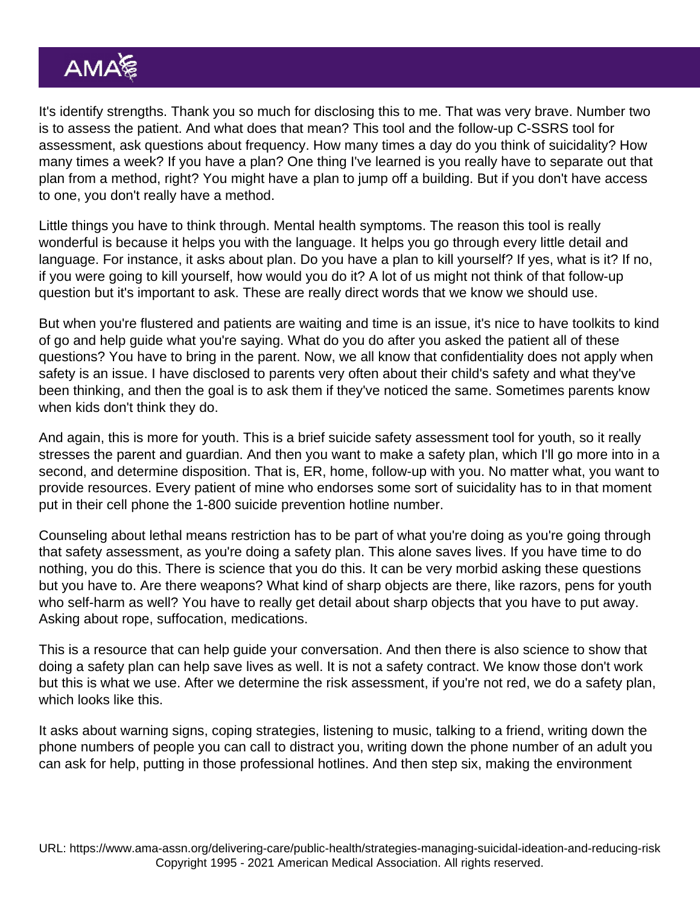It's identify strengths. Thank you so much for disclosing this to me. That was very brave. Number two is to assess the patient. And what does that mean? This tool and the follow-up C-SSRS tool for assessment, ask questions about frequency. How many times a day do you think of suicidality? How many times a week? If you have a plan? One thing I've learned is you really have to separate out that plan from a method, right? You might have a plan to jump off a building. But if you don't have access to one, you don't really have a method.

Little things you have to think through. Mental health symptoms. The reason this tool is really wonderful is because it helps you with the language. It helps you go through every little detail and language. For instance, it asks about plan. Do you have a plan to kill yourself? If yes, what is it? If no, if you were going to kill yourself, how would you do it? A lot of us might not think of that follow-up question but it's important to ask. These are really direct words that we know we should use.

But when you're flustered and patients are waiting and time is an issue, it's nice to have toolkits to kind of go and help guide what you're saying. What do you do after you asked the patient all of these questions? You have to bring in the parent. Now, we all know that confidentiality does not apply when safety is an issue. I have disclosed to parents very often about their child's safety and what they've been thinking, and then the goal is to ask them if they've noticed the same. Sometimes parents know when kids don't think they do.

And again, this is more for youth. This is a brief suicide safety assessment tool for youth, so it really stresses the parent and guardian. And then you want to make a safety plan, which I'll go more into in a second, and determine disposition. That is, ER, home, follow-up with you. No matter what, you want to provide resources. Every patient of mine who endorses some sort of suicidality has to in that moment put in their cell phone the 1-800 suicide prevention hotline number.

Counseling about lethal means restriction has to be part of what you're doing as you're going through that safety assessment, as you're doing a safety plan. This alone saves lives. If you have time to do nothing, you do this. There is science that you do this. It can be very morbid asking these questions but you have to. Are there weapons? What kind of sharp objects are there, like razors, pens for youth who self-harm as well? You have to really get detail about sharp objects that you have to put away. Asking about rope, suffocation, medications.

This is a resource that can help guide your conversation. And then there is also science to show that doing a safety plan can help save lives as well. It is not a safety contract. We know those don't work but this is what we use. After we determine the risk assessment, if you're not red, we do a safety plan, which looks like this.

It asks about warning signs, coping strategies, listening to music, talking to a friend, writing down the phone numbers of people you can call to distract you, writing down the phone number of an adult you can ask for help, putting in those professional hotlines. And then step six, making the environment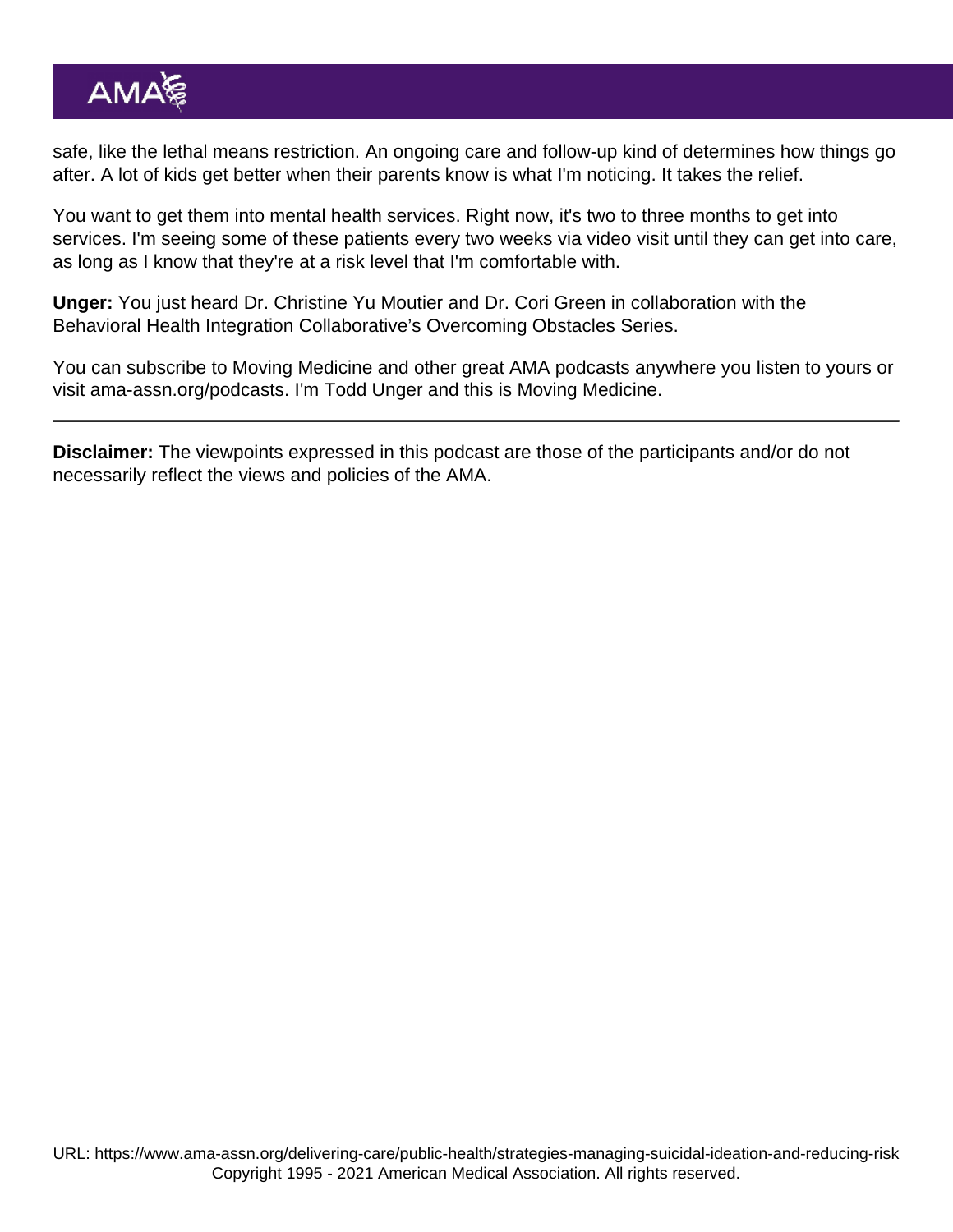safe, like the lethal means restriction. An ongoing care and follow-up kind of determines how things go after. A lot of kids get better when their parents know is what I'm noticing. It takes the relief.

You want to get them into mental health services. Right now, it's two to three months to get into services. I'm seeing some of these patients every two weeks via video visit until they can get into care, as long as I know that they're at a risk level that I'm comfortable with.

**Unger:** You just heard Dr. Christine Yu Moutier and Dr. Cori Green in collaboration with the Behavioral Health Integration Collaborative's Overcoming Obstacles Series.

You can subscribe to Moving Medicine and other great AMA podcasts anywhere you listen to yours or visit ama-assn.org/podcasts. I'm Todd Unger and this is Moving Medicine.

---

**Disclaimer:** The viewpoints expressed in this podcast are those of the participants and/or do not necessarily reflect the views and policies of the AMA.